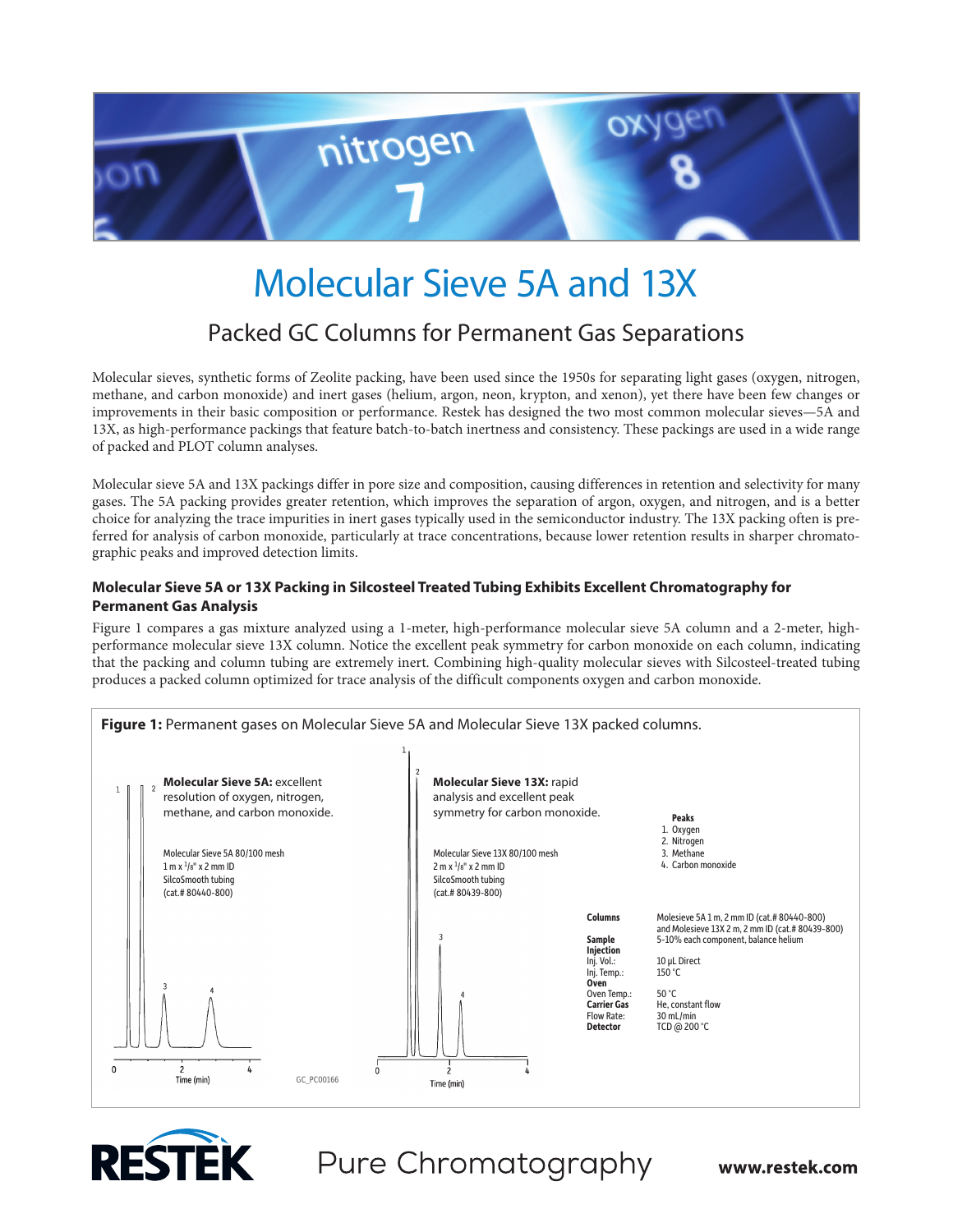# Molecular Sieve 5A and 13X

## Packed GC Columns for Permanent Gas Separations

Molecular sieves, synthetic forms of Zeolite packing, have been used since the 1950s for separating light gases (oxygen, nitrogen, methane, and carbon monoxide) and inert gases (helium, argon, neon, krypton, and xenon), yet there have been few changes or improvements in their basic composition or performance. Restek has designed the two most common molecular sieves—5A and 13X, as high-performance packings that feature batch-to-batch inertness and consistency. These packings are used in a wide range of packed and PLOT column analyses.

Molecular sieve 5A and 13X packings differ in pore size and composition, causing differences in retention and selectivity for many gases. The 5A packing provides greater retention, which improves the separation of argon, oxygen, and nitrogen, and is a better choice for analyzing the trace impurities in inert gases typically used in the semiconductor industry. The 13X packing often is preferred for analysis of carbon monoxide, particularly at trace concentrations, because lower retention results in sharper chromatographic peaks and improved detection limits.

### Molecular Sieve 5A or 13X Packing in Silcosteel Treated Tubing Exhibits Excellent Chromatography for Permanent Gas Analysis

Figure 1 compares a gas mixture analyzed using a 1-meter, high-performance molecular sieve 5A column and a 2-meter, high-performance molecular sieve 13X column. Notice the excellent peak symmetry for carbon monoxide on each column, indicating that the packing and column tubing are extremely inert. Combining high-quality molecular sieves with Silcosteel-treated tubing produces a packed column optimized for trace analysis of the difficult components oxygen and carbon monoxide.

**Figure 1:** Permanent gases on Molecular Sieve 5A and Molecular Sieve 13X packed columns.

**Molecular Sieve 5A:** excellent resolution of oxygen, nitrogen, methane, and carbon monoxide.

Molecular Sieve 5A 80/100 mesh
1 m x 1/8" x 2 mm ID
SilcoSmooth tubing
(cat.# 80440-800)

**Molecular Sieve 13X:** rapid analysis and excellent peak symmetry for carbon monoxide.

Molecular Sieve 13X 80/100 mesh
2 m x 1/8" x 2 mm ID
SilcoSmooth tubing
(cat.# 80439-800)

**Peaks**
1. Oxygen
2. Nitrogen
3. Methane
4. Carbon monoxide

| | |
|---|---|
| **Columns** | Molesieve 5A 1 m, 2 mm ID (cat.# 80440-800) and Molesieve 13X 2 m, 2 mm ID (cat.# 80439-800) |
| **Sample** | 5-10% each component, balance helium |
| **Injection** | |
| Inj. Vol.: | 10 µL Direct |
| Inj. Temp.: | 150 °C |
| **Oven** | |
| Oven Temp.: | 50 °C |
| **Carrier Gas** | He, constant flow |
| Flow Rate: | 30 mL/min |
| **Detector** | TCD @ 200 °C |

Time (min)

GC_PC00166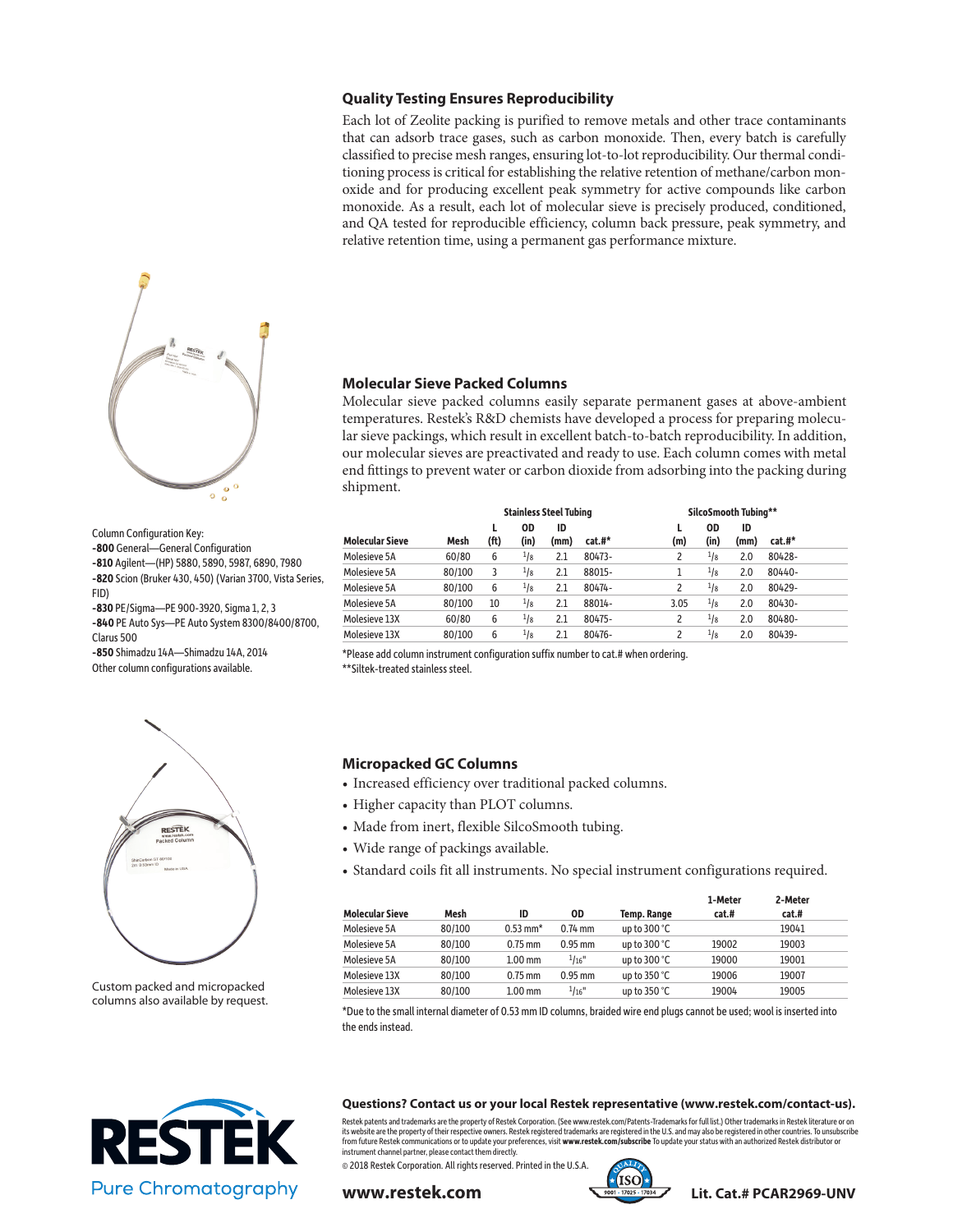## Quality Testing Ensures Reproducibility

Each lot of Zeolite packing is purified to remove metals and other trace contaminants that can adsorb trace gases, such as carbon monoxide. Then, every batch is carefully classified to precise mesh ranges, ensuring lot-to-lot reproducibility. Our thermal conditioning process is critical for establishing the relative retention of methane/carbon monoxide and for producing excellent peak symmetry for active compounds like carbon monoxide. As a result, each lot of molecular sieve is precisely produced, conditioned, and QA tested for reproducible efficiency, column back pressure, peak symmetry, and relative retention time, using a permanent gas performance mixture.

## Molecular Sieve Packed Columns

Molecular sieve packed columns easily separate permanent gases at above-ambient temperatures. Restek's R&D chemists have developed a process for preparing molecular sieve packings, which result in excellent batch-to-batch reproducibility. In addition, our molecular sieves are preactivated and ready to use. Each column comes with metal end fittings to prevent water or carbon dioxide from adsorbing into the packing during shipment.

| | | Stainless Steel Tubing | | | | SilcoSmooth Tubing** | | | |
|---|---|---|---|---|---|---|---|---|---|
| Molecular Sieve | Mesh | L (ft) | OD (in) | ID (mm) | cat.#* | L (m) | OD (in) | ID (mm) | cat.#* |
| Molesieve 5A | 60/80 | 6 | 1/8 | 2.1 | 80473- | 2 | 1/8 | 2.0 | 80428- |
| Molesieve 5A | 80/100 | 3 | 1/8 | 2.1 | 88015- | 1 | 1/8 | 2.0 | 80440- |
| Molesieve 5A | 80/100 | 6 | 1/8 | 2.1 | 80474- | 2 | 1/8 | 2.0 | 80429- |
| Molesieve 5A | 80/100 | 10 | 1/8 | 2.1 | 88014- | 3.05 | 1/8 | 2.0 | 80430- |
| Molesieve 13X | 60/80 | 6 | 1/8 | 2.1 | 80475- | 2 | 1/8 | 2.0 | 80480- |
| Molesieve 13X | 80/100 | 6 | 1/8 | 2.1 | 80476- | 2 | 1/8 | 2.0 | 80439- |

*Please add column instrument configuration suffix number to cat.# when ordering.
**Siltek-treated stainless steel.

Column Configuration Key:
**-800** General—General Configuration
**-810** Agilent—(HP) 5880, 5890, 5987, 6890, 7980
**-820** Scion (Bruker 430, 450) (Varian 3700, Vista Series, FID)
**-830** PE/Sigma—PE 900-3920, Sigma 1, 2, 3
**-840** PE Auto Sys—PE Auto System 8300/8400/8700, Clarus 500
**-850** Shimadzu 14A—Shimadzu 14A, 2014
Other column configurations available.

## Micropacked GC Columns

- Increased efficiency over traditional packed columns.
- Higher capacity than PLOT columns.
- Made from inert, flexible SilcoSmooth tubing.
- Wide range of packings available.
- Standard coils fit all instruments. No special instrument configurations required.

| Molecular Sieve | Mesh | ID | OD | Temp. Range | 1-Meter cat.# | 2-Meter cat.# |
|---|---|---|---|---|---|---|
| Molesieve 5A | 80/100 | 0.53 mm* | 0.74 mm | up to 300 °C | | 19041 |
| Molesieve 5A | 80/100 | 0.75 mm | 0.95 mm | up to 300 °C | 19002 | 19003 |
| Molesieve 5A | 80/100 | 1.00 mm | 1/16" | up to 300 °C | 19000 | 19001 |
| Molesieve 13X | 80/100 | 0.75 mm | 0.95 mm | up to 350 °C | 19006 | 19007 |
| Molesieve 13X | 80/100 | 1.00 mm | 1/16" | up to 350 °C | 19004 | 19005 |

*Due to the small internal diameter of 0.53 mm ID columns, braided wire end plugs cannot be used; wool is inserted into the ends instead.

Custom packed and micropacked columns also available by request.

**Questions? Contact us or your local Restek representative (www.restek.com/contact-us).**

Restek patents and trademarks are the property of Restek Corporation. (See www.restek.com/Patents-Trademarks for full list.) Other trademarks in Restek literature or on its website are the property of their respective owners. Restek registered trademarks are registered in the U.S. and may also be registered in other countries. To unsubscribe from future Restek communications or to update your preferences, visit **www.restek.com/subscribe** To update your status with an authorized Restek distributor or instrument channel partner, please contact them directly.

© 2018 Restek Corporation. All rights reserved. Printed in the U.S.A.

RESTEK Pure Chromatography

**www.restek.com**

**Lit. Cat.# PCAR2969-UNV**